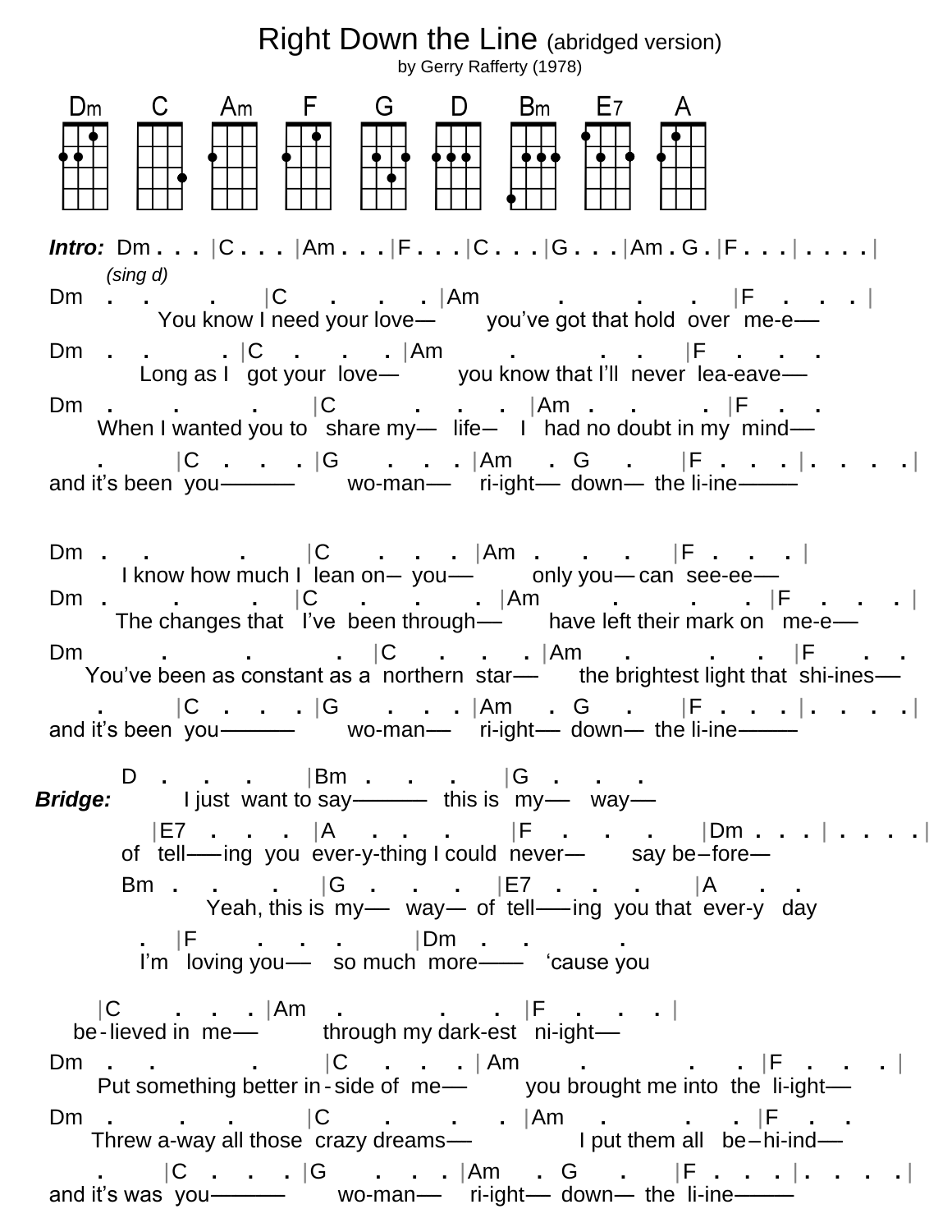# Right Down the Line (abridged version)

by Gerry Rafferty (1978)

Dm C Am F G D Bm E7 A

***Intro:*** Dm . . . | C . . . | Am . . . | F . . . | C . . . | G . . . | Am . G . | F . . . | . . . . |

```
       (sing d)
Dm   .   .        .       |C      .     .     . |Am          .          .       .     |F    .     .    . |
             You know I need your love—        you've got that hold  over  me-e—

Dm    .    .          . |C     .     .     . |Am          .           .     .      |F     .     .    .
          Long as I   got your  love—        you know that I'll  never  lea-eave—

Dm    .        .         .       |C           .      .      .    |Am   .     .         .   |F    .     .
       When I wanted you to   share my—  life—   I   had no doubt in my  mind—

     .         |C    .    .    . |G       .    .    . |Am      .  G    .       |F   .    .    .  | .    .    .    . |
and it's been  you———        wo-man—     ri-ight—  down—  the li-ine———


Dm  .     .           .          |C      .     .     .  |Am   .      .      .      |F   .    .    . |
          I know how much I  lean on—  you—        only you— can  see-ee—
Dm  .        .        .       |C       .      .       .  |Am          .          .        .   |F     .    .    . |
         The changes that   I've  been through—       have left their mark on   me-e—

Dm          .         .            .    |C       .     .     . |Am       .          .      .    |F       .    .
    You've been as constant as a  northern  star—       the brightest light that  shi-ines—

     .         |C    .    .    . |G       .    .    . |Am      .  G    .       |F   .    .    .  | .    .    .    . |
and it's been  you———        wo-man—     ri-ight—  down—  the li-ine———
```

```
          D   .     .     .       |Bm  .      .       .     |G   .     .     .
Bridge:           I just  want to say———    this is  my—   way—

       |E7    .     .    . |A     .     .      .      |F     .     .     .     |Dm  .   .   . | .   .   .   . |
       of  tell——ing  you  ever-y-thing I could  never—      say be–fore—

       Bm   .     .      .      |G   .     .     .    |E7    .     .     .     |A       .     .
                Yeah, this is  my—   way—  of  tell——ing  you that  ever-y   day

         .  |F        .     .     .        |Dm   .     .           .
        I'm  loving you—   so much  more——   'cause you
```

```
      |C       .    .    . |Am     .           .      .    |F     .     .     . |
   be-lieved in  me—         through my dark-est   ni-ight—

Dm    .    .            .         |C      .     .     . | Am          .            .       .  |F    .     .     . |
       Put something better in-side of  me—         you brought me into  the  li-ight—

Dm    .        .      .          |C       .        .       .  |Am      .           .      .   |F    .     .
      Threw a-way all those  crazy dreams—               I put them all   be–hi-ind—

     .         |C    .    .    . |G       .    .    . |Am      .  G    .       |F   .    .    .  | .    .    .    . |
and it's was  you———        wo-man—     ri-ight—  down—  the  li-ine———
```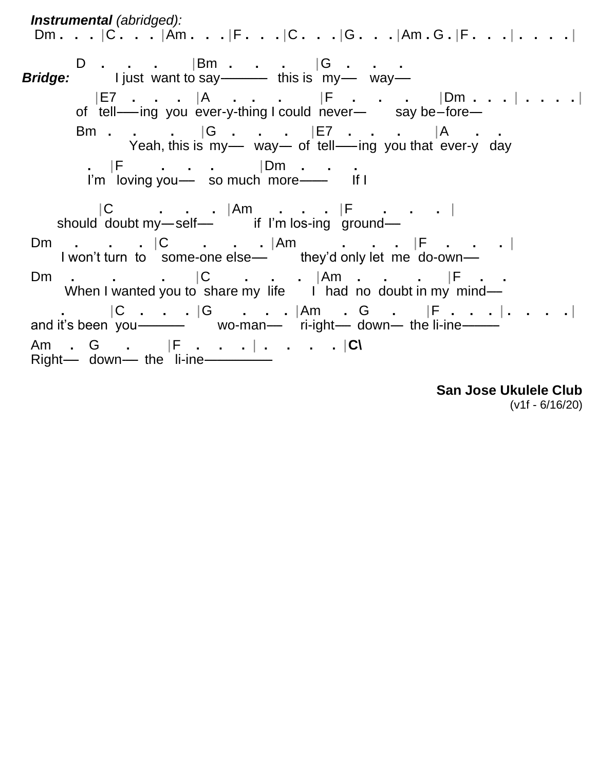***Instrumental*** *(abridged):*

```
 Dm .  .  . |C .  .  . |Am .  .  . |F .  .  . |C .  .  . |G .  .  . |Am . G . |F .  .  . | .  .  .  . |
```

***Bridge:***

```
          D    .     .     .        |Bm  .     .     .      |G    .     .     .
            I just  want to say———   this is  my—   way—

             |E7   .    .    .   |A     .    .     .       |F     .     .     .      |Dm  .  .  .  |  .  .  .  . |
          of   tell——ing  you  ever-y-thing I could  never—      say be–fore—

          Bm   .     .      .      |G    .     .     .     |E7    .     .     .      |A      .     .
                    Yeah, this is  my—   way—  of  tell——ing  you that  ever-y   day

            .    |F        .     .     .          |Dm    .     .     .
             I'm   loving you—    so much  more——      If I

              |C           .     .     .   |Am      .     .     .   |F       .      .      .   |
       should  doubt my—self—         if  I'm los-ing   ground—

  Dm     .      .      .   |C       .      .      .  |Am          .      .      .     |F     .      .      .   |
        I won't turn  to    some-one else—        they'd only let  me  do-own—

  Dm     .         .          .      |C       .      .      .    |Am     .      .        .      |F     .     .
         When I wanted you to  share my  life       I   had  no  doubt in my  mind—

        .          |C    .     .     .  |G       .     .     .  |Am      .   G      .        |F   .    .    .  |  .    .    .    .  |
  and it's been  you———        wo-man—    ri-ight—  down—  the li-ine———

  Am    .   G      .        |F    .     .     .  |  .     .     .     .  |C\
  Right—   down—  the   li-ine————
```

**San Jose Ukulele Club**
(v1f - 6/16/20)